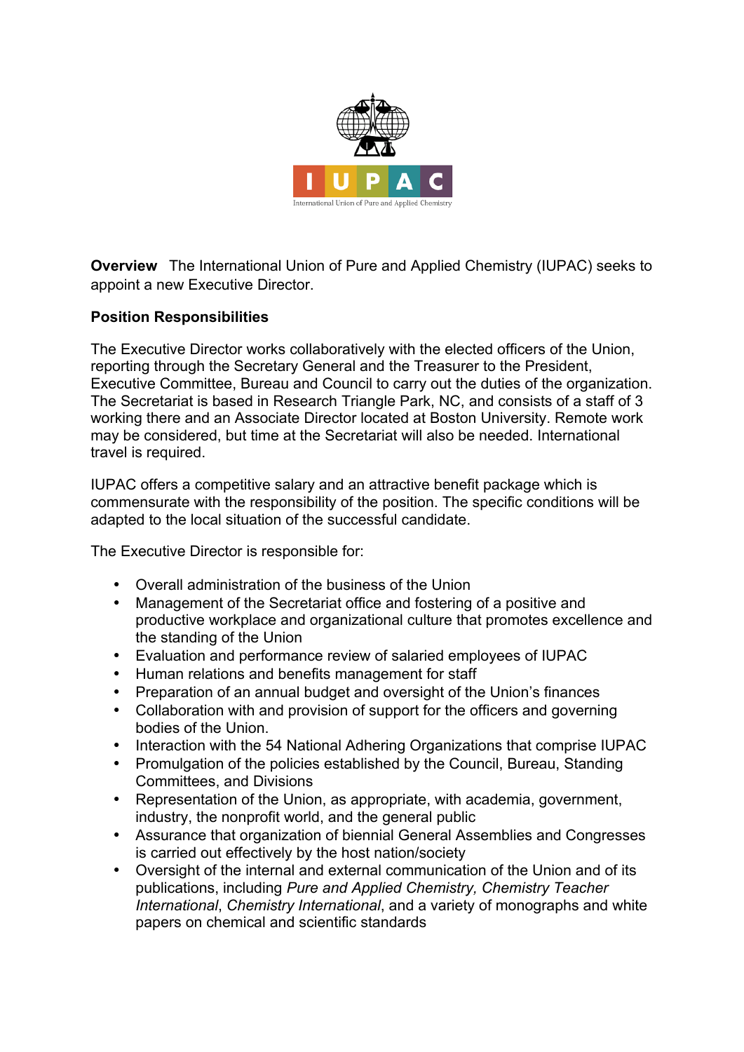**Overview** The International Union of Pure and Applied Chemistry (IUPAC) seeks to appoint a new Executive Director.

**Position Responsibilities**

The Executive Director works collaboratively with the elected officers of the Union, reporting through the Secretary General and the Treasurer to the President, Executive Committee, Bureau and Council to carry out the duties of the organization. The Secretariat is based in Research Triangle Park, NC, and consists of a staff of 3 working there and an Associate Director located at Boston University. Remote work may be considered, but time at the Secretariat will also be needed. International travel is required.

IUPAC offers a competitive salary and an attractive benefit package which is commensurate with the responsibility of the position. The specific conditions will be adapted to the local situation of the successful candidate.

The Executive Director is responsible for:

- Overall administration of the business of the Union
- Management of the Secretariat office and fostering of a positive and productive workplace and organizational culture that promotes excellence and the standing of the Union
- Evaluation and performance review of salaried employees of IUPAC
- Human relations and benefits management for staff
- Preparation of an annual budget and oversight of the Union's finances
- Collaboration with and provision of support for the officers and governing bodies of the Union.
- Interaction with the 54 National Adhering Organizations that comprise IUPAC
- Promulgation of the policies established by the Council, Bureau, Standing Committees, and Divisions
- Representation of the Union, as appropriate, with academia, government, industry, the nonprofit world, and the general public
- Assurance that organization of biennial General Assemblies and Congresses is carried out effectively by the host nation/society
- Oversight of the internal and external communication of the Union and of its publications, including *Pure and Applied Chemistry, Chemistry Teacher International*, *Chemistry International*, and a variety of monographs and white papers on chemical and scientific standards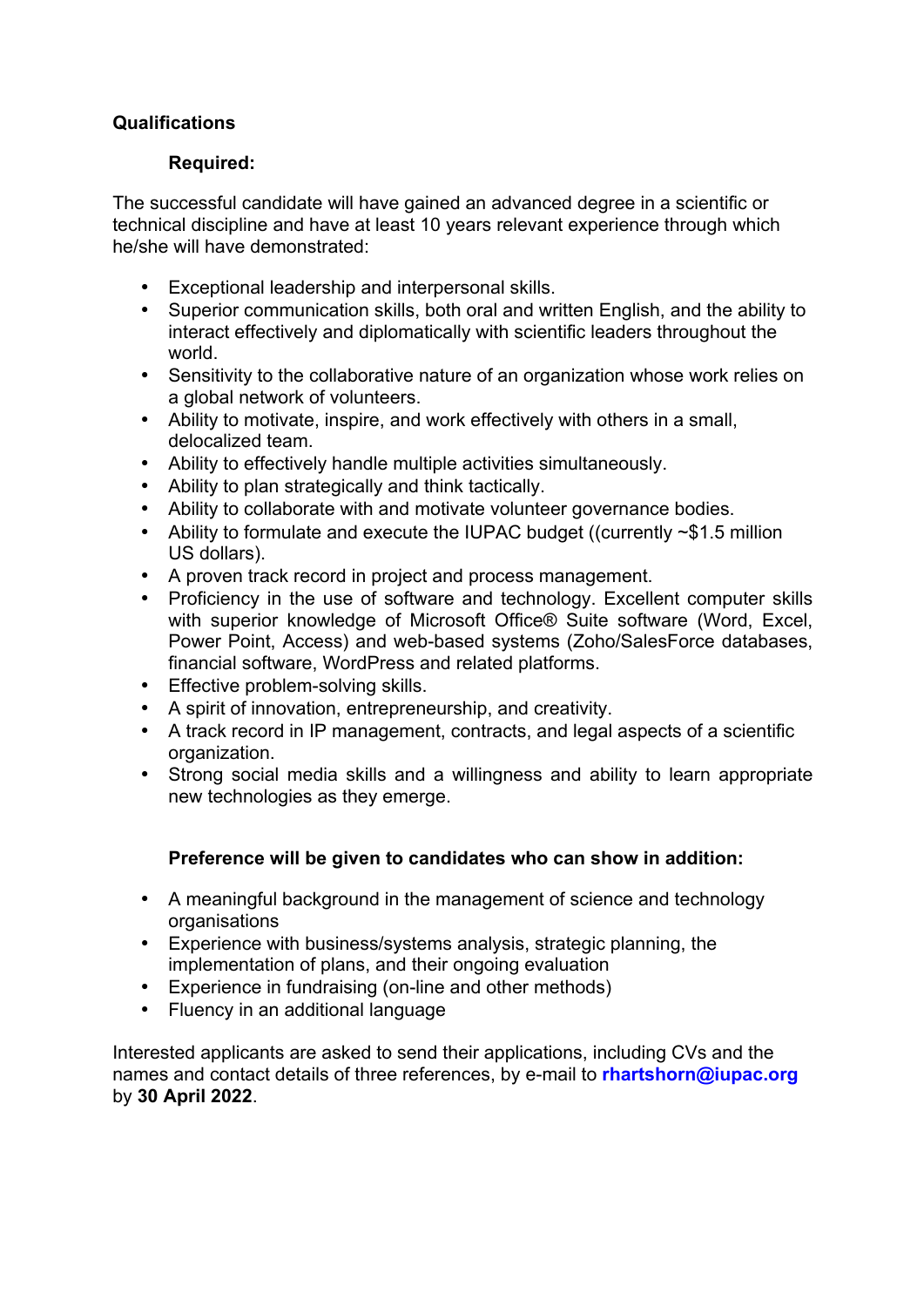## Qualifications

### Required:

The successful candidate will have gained an advanced degree in a scientific or technical discipline and have at least 10 years relevant experience through which he/she will have demonstrated:

- Exceptional leadership and interpersonal skills.
- Superior communication skills, both oral and written English, and the ability to interact effectively and diplomatically with scientific leaders throughout the world.
- Sensitivity to the collaborative nature of an organization whose work relies on a global network of volunteers.
- Ability to motivate, inspire, and work effectively with others in a small, delocalized team.
- Ability to effectively handle multiple activities simultaneously.
- Ability to plan strategically and think tactically.
- Ability to collaborate with and motivate volunteer governance bodies.
- Ability to formulate and execute the IUPAC budget ((currently ~$1.5 million US dollars).
- A proven track record in project and process management.
- Proficiency in the use of software and technology. Excellent computer skills with superior knowledge of Microsoft Office® Suite software (Word, Excel, Power Point, Access) and web-based systems (Zoho/SalesForce databases, financial software, WordPress and related platforms.
- Effective problem-solving skills.
- A spirit of innovation, entrepreneurship, and creativity.
- A track record in IP management, contracts, and legal aspects of a scientific organization.
- Strong social media skills and a willingness and ability to learn appropriate new technologies as they emerge.

### Preference will be given to candidates who can show in addition:

- A meaningful background in the management of science and technology organisations
- Experience with business/systems analysis, strategic planning, the implementation of plans, and their ongoing evaluation
- Experience in fundraising (on-line and other methods)
- Fluency in an additional language

Interested applicants are asked to send their applications, including CVs and the names and contact details of three references, by e-mail to **rhartshorn@iupac.org** by **30 April 2022**.